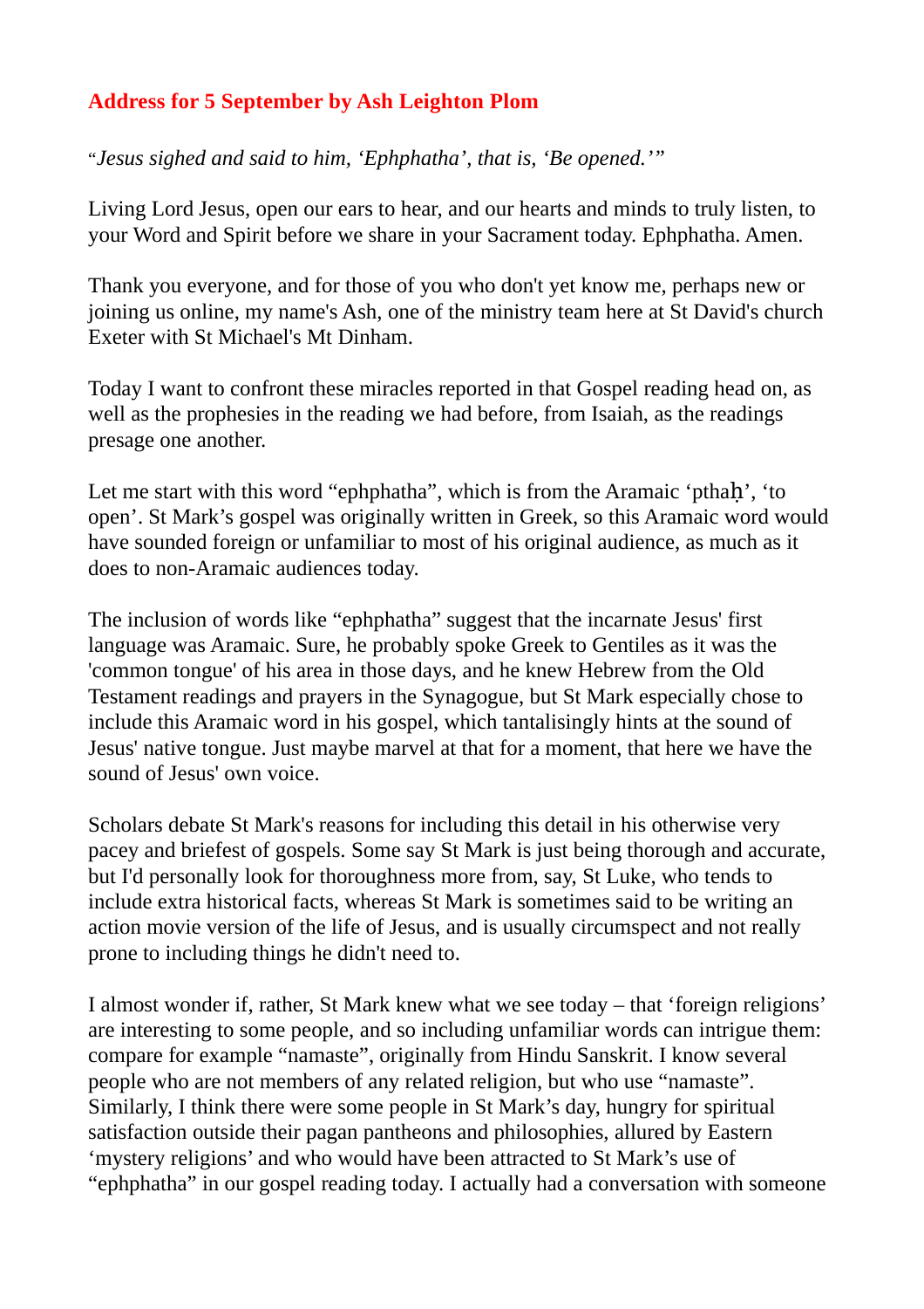# Address for 5 September by Ash Leighton Plom

"*Jesus sighed and said to him, 'Ephphatha', that is, 'Be opened.'*"

Living Lord Jesus, open our ears to hear, and our hearts and minds to truly listen, to your Word and Spirit before we share in your Sacrament today. Ephphatha. Amen.

Thank you everyone, and for those of you who don't yet know me, perhaps new or joining us online, my name's Ash, one of the ministry team here at St David's church Exeter with St Michael's Mt Dinham.

Today I want to confront these miracles reported in that Gospel reading head on, as well as the prophesies in the reading we had before, from Isaiah, as the readings presage one another.

Let me start with this word "ephphatha", which is from the Aramaic 'pthaḥ', 'to open'. St Mark's gospel was originally written in Greek, so this Aramaic word would have sounded foreign or unfamiliar to most of his original audience, as much as it does to non-Aramaic audiences today.

The inclusion of words like "ephphatha" suggest that the incarnate Jesus' first language was Aramaic. Sure, he probably spoke Greek to Gentiles as it was the 'common tongue' of his area in those days, and he knew Hebrew from the Old Testament readings and prayers in the Synagogue, but St Mark especially chose to include this Aramaic word in his gospel, which tantalisingly hints at the sound of Jesus' native tongue. Just maybe marvel at that for a moment, that here we have the sound of Jesus' own voice.

Scholars debate St Mark's reasons for including this detail in his otherwise very pacey and briefest of gospels. Some say St Mark is just being thorough and accurate, but I'd personally look for thoroughness more from, say, St Luke, who tends to include extra historical facts, whereas St Mark is sometimes said to be writing an action movie version of the life of Jesus, and is usually circumspect and not really prone to including things he didn't need to.

I almost wonder if, rather, St Mark knew what we see today – that 'foreign religions' are interesting to some people, and so including unfamiliar words can intrigue them: compare for example "namaste", originally from Hindu Sanskrit. I know several people who are not members of any related religion, but who use "namaste". Similarly, I think there were some people in St Mark's day, hungry for spiritual satisfaction outside their pagan pantheons and philosophies, allured by Eastern 'mystery religions' and who would have been attracted to St Mark's use of "ephphatha" in our gospel reading today. I actually had a conversation with someone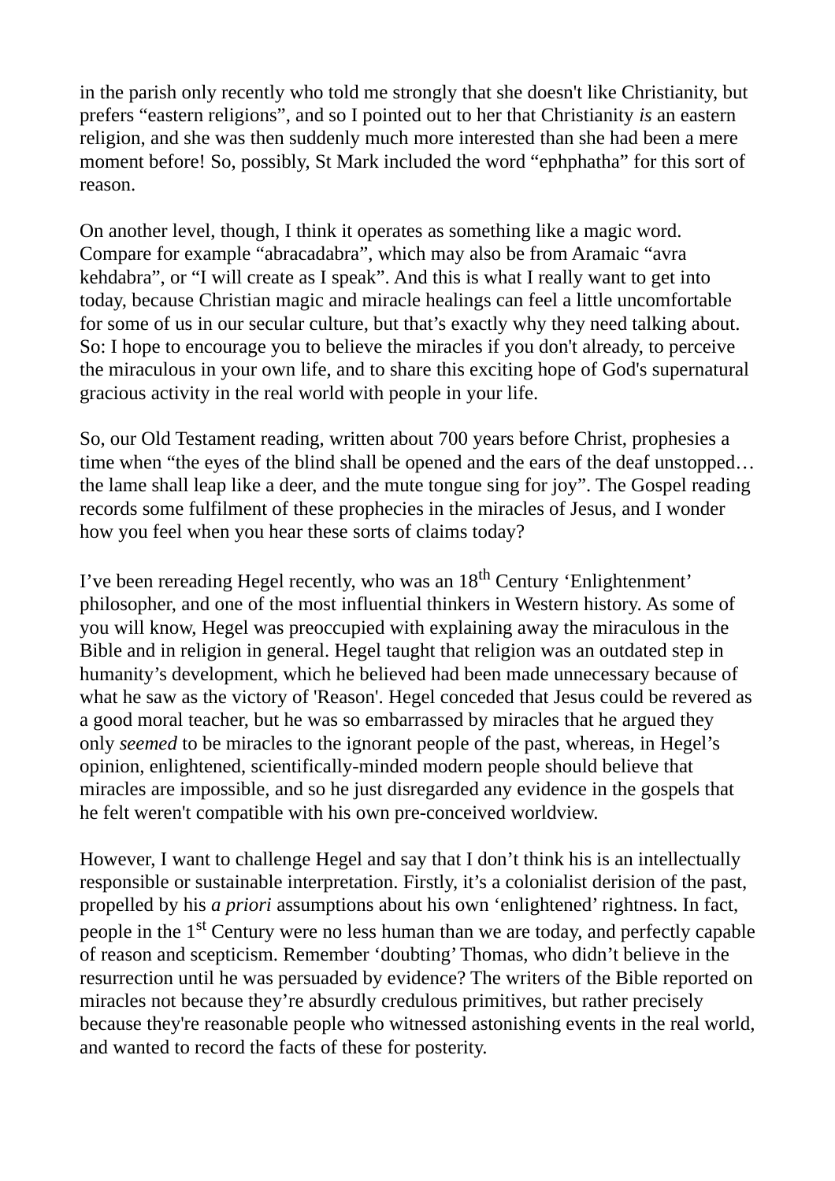in the parish only recently who told me strongly that she doesn't like Christianity, but prefers "eastern religions", and so I pointed out to her that Christianity *is* an eastern religion, and she was then suddenly much more interested than she had been a mere moment before! So, possibly, St Mark included the word "ephphatha" for this sort of reason.

On another level, though, I think it operates as something like a magic word. Compare for example "abracadabra", which may also be from Aramaic "avra kehdabra", or "I will create as I speak". And this is what I really want to get into today, because Christian magic and miracle healings can feel a little uncomfortable for some of us in our secular culture, but that's exactly why they need talking about. So: I hope to encourage you to believe the miracles if you don't already, to perceive the miraculous in your own life, and to share this exciting hope of God's supernatural gracious activity in the real world with people in your life.

So, our Old Testament reading, written about 700 years before Christ, prophesies a time when "the eyes of the blind shall be opened and the ears of the deaf unstopped… the lame shall leap like a deer, and the mute tongue sing for joy". The Gospel reading records some fulfilment of these prophecies in the miracles of Jesus, and I wonder how you feel when you hear these sorts of claims today?

I've been rereading Hegel recently, who was an 18th Century 'Enlightenment' philosopher, and one of the most influential thinkers in Western history. As some of you will know, Hegel was preoccupied with explaining away the miraculous in the Bible and in religion in general. Hegel taught that religion was an outdated step in humanity's development, which he believed had been made unnecessary because of what he saw as the victory of 'Reason'. Hegel conceded that Jesus could be revered as a good moral teacher, but he was so embarrassed by miracles that he argued they only *seemed* to be miracles to the ignorant people of the past, whereas, in Hegel's opinion, enlightened, scientifically-minded modern people should believe that miracles are impossible, and so he just disregarded any evidence in the gospels that he felt weren't compatible with his own pre-conceived worldview.

However, I want to challenge Hegel and say that I don't think his is an intellectually responsible or sustainable interpretation. Firstly, it's a colonialist derision of the past, propelled by his *a priori* assumptions about his own 'enlightened' rightness. In fact, people in the 1st Century were no less human than we are today, and perfectly capable of reason and scepticism. Remember 'doubting' Thomas, who didn't believe in the resurrection until he was persuaded by evidence? The writers of the Bible reported on miracles not because they're absurdly credulous primitives, but rather precisely because they're reasonable people who witnessed astonishing events in the real world, and wanted to record the facts of these for posterity.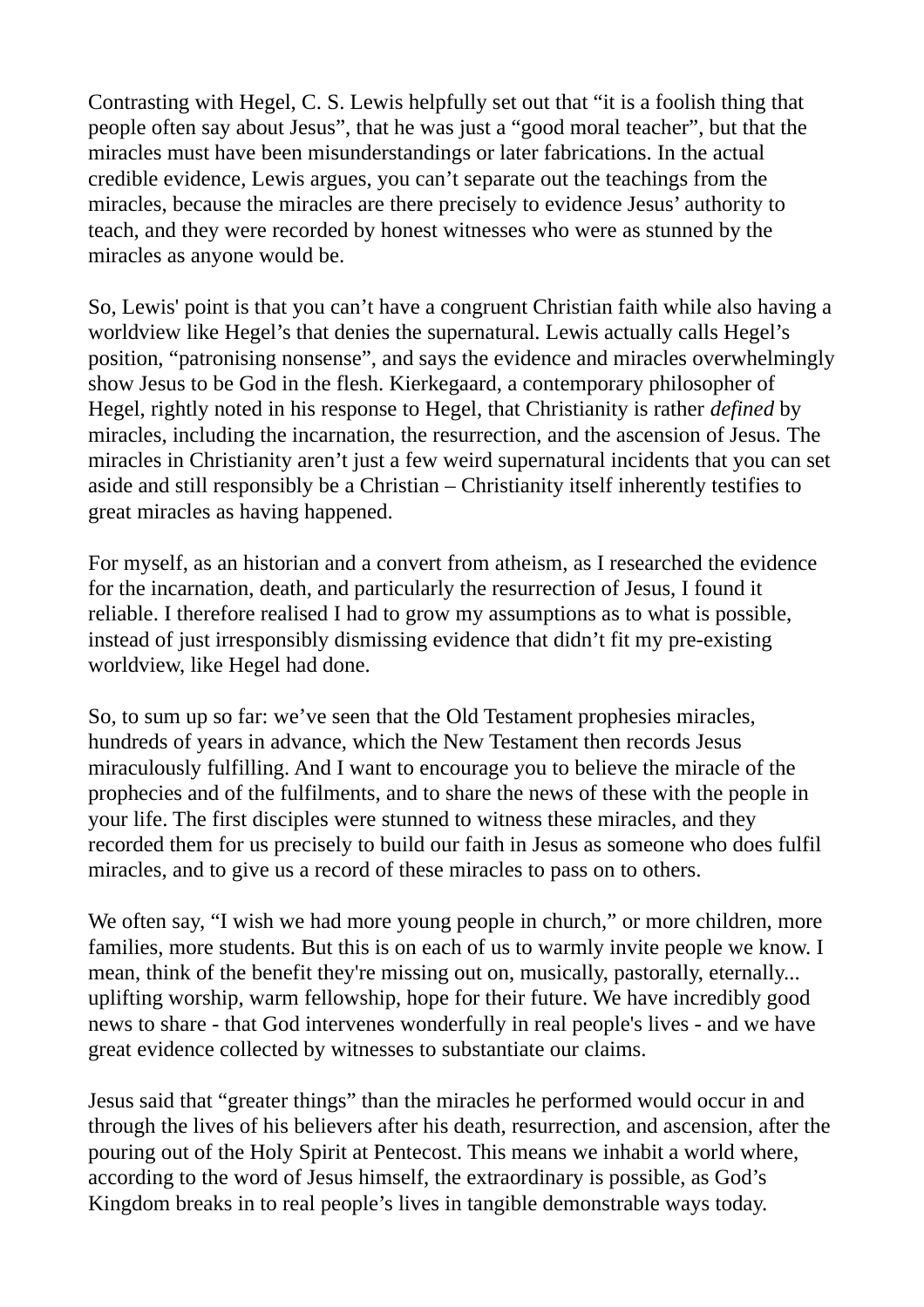Contrasting with Hegel, C. S. Lewis helpfully set out that "it is a foolish thing that people often say about Jesus", that he was just a "good moral teacher", but that the miracles must have been misunderstandings or later fabrications. In the actual credible evidence, Lewis argues, you can't separate out the teachings from the miracles, because the miracles are there precisely to evidence Jesus' authority to teach, and they were recorded by honest witnesses who were as stunned by the miracles as anyone would be.

So, Lewis' point is that you can't have a congruent Christian faith while also having a worldview like Hegel's that denies the supernatural. Lewis actually calls Hegel's position, "patronising nonsense", and says the evidence and miracles overwhelmingly show Jesus to be God in the flesh. Kierkegaard, a contemporary philosopher of Hegel, rightly noted in his response to Hegel, that Christianity is rather *defined* by miracles, including the incarnation, the resurrection, and the ascension of Jesus. The miracles in Christianity aren't just a few weird supernatural incidents that you can set aside and still responsibly be a Christian – Christianity itself inherently testifies to great miracles as having happened.

For myself, as an historian and a convert from atheism, as I researched the evidence for the incarnation, death, and particularly the resurrection of Jesus, I found it reliable. I therefore realised I had to grow my assumptions as to what is possible, instead of just irresponsibly dismissing evidence that didn't fit my pre-existing worldview, like Hegel had done.

So, to sum up so far: we've seen that the Old Testament prophesies miracles, hundreds of years in advance, which the New Testament then records Jesus miraculously fulfilling. And I want to encourage you to believe the miracle of the prophecies and of the fulfilments, and to share the news of these with the people in your life. The first disciples were stunned to witness these miracles, and they recorded them for us precisely to build our faith in Jesus as someone who does fulfil miracles, and to give us a record of these miracles to pass on to others.

We often say, "I wish we had more young people in church," or more children, more families, more students. But this is on each of us to warmly invite people we know. I mean, think of the benefit they're missing out on, musically, pastorally, eternally... uplifting worship, warm fellowship, hope for their future. We have incredibly good news to share - that God intervenes wonderfully in real people's lives - and we have great evidence collected by witnesses to substantiate our claims.

Jesus said that "greater things" than the miracles he performed would occur in and through the lives of his believers after his death, resurrection, and ascension, after the pouring out of the Holy Spirit at Pentecost. This means we inhabit a world where, according to the word of Jesus himself, the extraordinary is possible, as God's Kingdom breaks in to real people's lives in tangible demonstrable ways today.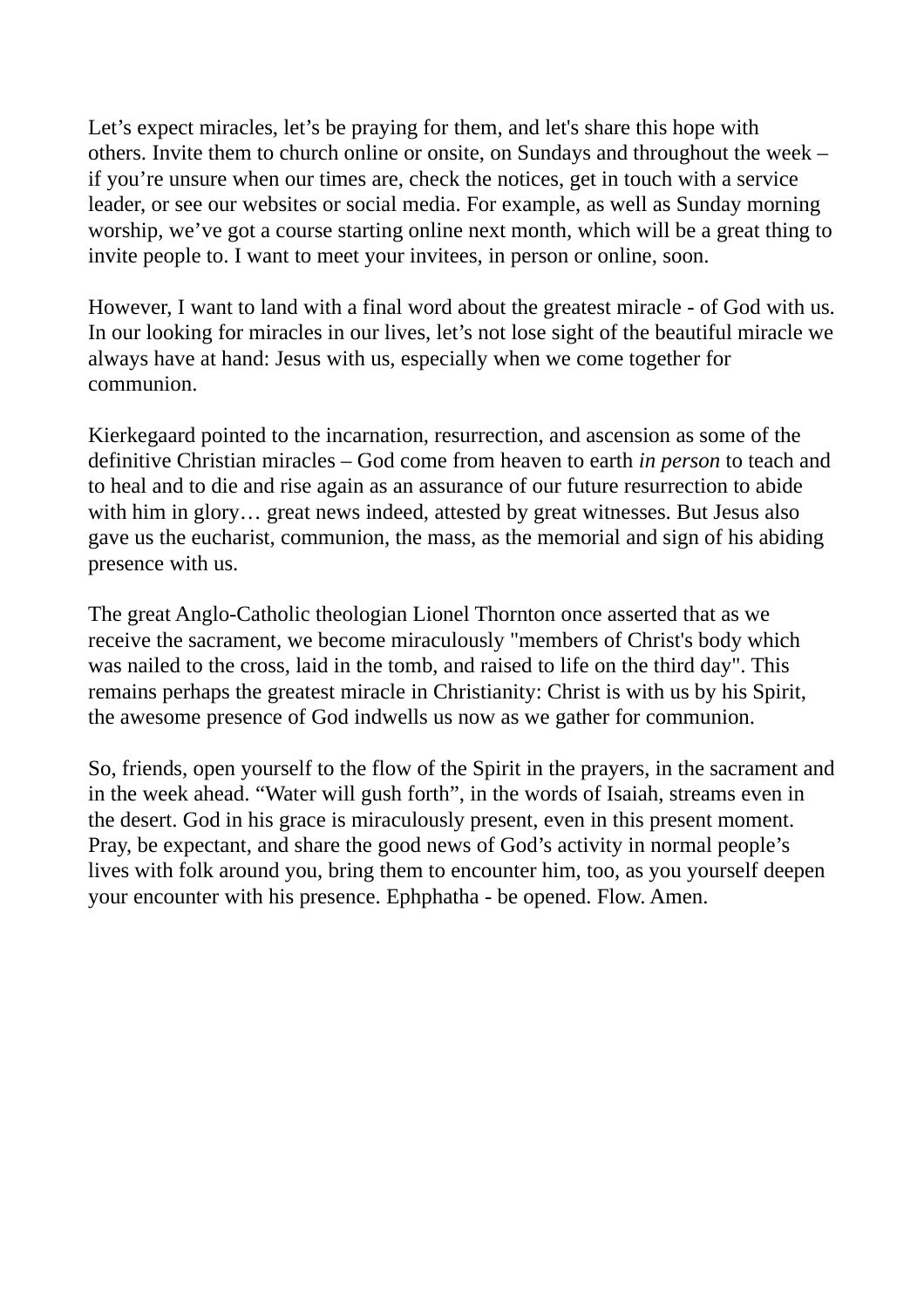Let’s expect miracles, let’s be praying for them, and let's share this hope with others. Invite them to church online or onsite, on Sundays and throughout the week – if you’re unsure when our times are, check the notices, get in touch with a service leader, or see our websites or social media. For example, as well as Sunday morning worship, we’ve got a course starting online next month, which will be a great thing to invite people to. I want to meet your invitees, in person or online, soon.

However, I want to land with a final word about the greatest miracle - of God with us. In our looking for miracles in our lives, let’s not lose sight of the beautiful miracle we always have at hand: Jesus with us, especially when we come together for communion.

Kierkegaard pointed to the incarnation, resurrection, and ascension as some of the definitive Christian miracles – God come from heaven to earth *in person* to teach and to heal and to die and rise again as an assurance of our future resurrection to abide with him in glory… great news indeed, attested by great witnesses. But Jesus also gave us the eucharist, communion, the mass, as the memorial and sign of his abiding presence with us.

The great Anglo-Catholic theologian Lionel Thornton once asserted that as we receive the sacrament, we become miraculously "members of Christ's body which was nailed to the cross, laid in the tomb, and raised to life on the third day". This remains perhaps the greatest miracle in Christianity: Christ is with us by his Spirit, the awesome presence of God indwells us now as we gather for communion.

So, friends, open yourself to the flow of the Spirit in the prayers, in the sacrament and in the week ahead. “Water will gush forth”, in the words of Isaiah, streams even in the desert. God in his grace is miraculously present, even in this present moment. Pray, be expectant, and share the good news of God’s activity in normal people’s lives with folk around you, bring them to encounter him, too, as you yourself deepen your encounter with his presence. Ephphatha - be opened. Flow. Amen.